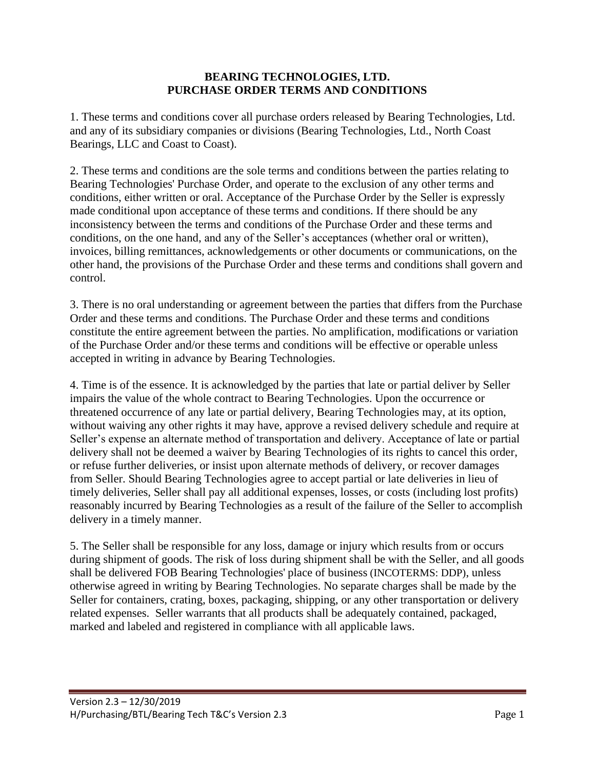# BEARING TECHNOLOGIES, LTD.
# PURCHASE ORDER TERMS AND CONDITIONS

1. These terms and conditions cover all purchase orders released by Bearing Technologies, Ltd. and any of its subsidiary companies or divisions (Bearing Technologies, Ltd., North Coast Bearings, LLC and Coast to Coast).

2. These terms and conditions are the sole terms and conditions between the parties relating to Bearing Technologies' Purchase Order, and operate to the exclusion of any other terms and conditions, either written or oral. Acceptance of the Purchase Order by the Seller is expressly made conditional upon acceptance of these terms and conditions. If there should be any inconsistency between the terms and conditions of the Purchase Order and these terms and conditions, on the one hand, and any of the Seller's acceptances (whether oral or written), invoices, billing remittances, acknowledgements or other documents or communications, on the other hand, the provisions of the Purchase Order and these terms and conditions shall govern and control.

3. There is no oral understanding or agreement between the parties that differs from the Purchase Order and these terms and conditions. The Purchase Order and these terms and conditions constitute the entire agreement between the parties. No amplification, modifications or variation of the Purchase Order and/or these terms and conditions will be effective or operable unless accepted in writing in advance by Bearing Technologies.

4. Time is of the essence. It is acknowledged by the parties that late or partial deliver by Seller impairs the value of the whole contract to Bearing Technologies. Upon the occurrence or threatened occurrence of any late or partial delivery, Bearing Technologies may, at its option, without waiving any other rights it may have, approve a revised delivery schedule and require at Seller's expense an alternate method of transportation and delivery. Acceptance of late or partial delivery shall not be deemed a waiver by Bearing Technologies of its rights to cancel this order, or refuse further deliveries, or insist upon alternate methods of delivery, or recover damages from Seller. Should Bearing Technologies agree to accept partial or late deliveries in lieu of timely deliveries, Seller shall pay all additional expenses, losses, or costs (including lost profits) reasonably incurred by Bearing Technologies as a result of the failure of the Seller to accomplish delivery in a timely manner.

5. The Seller shall be responsible for any loss, damage or injury which results from or occurs during shipment of goods. The risk of loss during shipment shall be with the Seller, and all goods shall be delivered FOB Bearing Technologies' place of business (INCOTERMS: DDP), unless otherwise agreed in writing by Bearing Technologies. No separate charges shall be made by the Seller for containers, crating, boxes, packaging, shipping, or any other transportation or delivery related expenses. Seller warrants that all products shall be adequately contained, packaged, marked and labeled and registered in compliance with all applicable laws.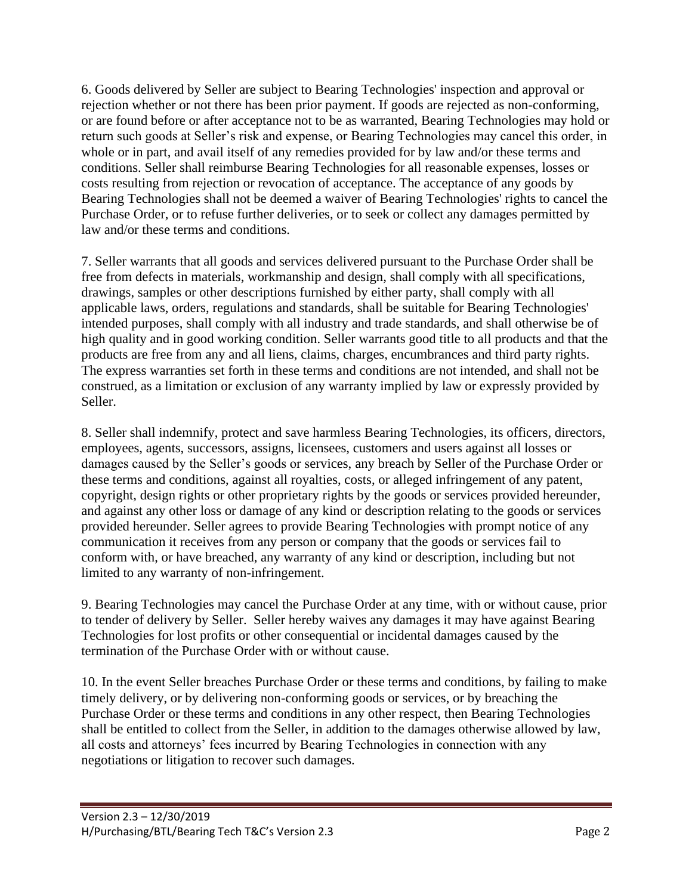6. Goods delivered by Seller are subject to Bearing Technologies' inspection and approval or rejection whether or not there has been prior payment. If goods are rejected as non-conforming, or are found before or after acceptance not to be as warranted, Bearing Technologies may hold or return such goods at Seller's risk and expense, or Bearing Technologies may cancel this order, in whole or in part, and avail itself of any remedies provided for by law and/or these terms and conditions. Seller shall reimburse Bearing Technologies for all reasonable expenses, losses or costs resulting from rejection or revocation of acceptance. The acceptance of any goods by Bearing Technologies shall not be deemed a waiver of Bearing Technologies' rights to cancel the Purchase Order, or to refuse further deliveries, or to seek or collect any damages permitted by law and/or these terms and conditions.

7. Seller warrants that all goods and services delivered pursuant to the Purchase Order shall be free from defects in materials, workmanship and design, shall comply with all specifications, drawings, samples or other descriptions furnished by either party, shall comply with all applicable laws, orders, regulations and standards, shall be suitable for Bearing Technologies' intended purposes, shall comply with all industry and trade standards, and shall otherwise be of high quality and in good working condition. Seller warrants good title to all products and that the products are free from any and all liens, claims, charges, encumbrances and third party rights. The express warranties set forth in these terms and conditions are not intended, and shall not be construed, as a limitation or exclusion of any warranty implied by law or expressly provided by Seller.

8. Seller shall indemnify, protect and save harmless Bearing Technologies, its officers, directors, employees, agents, successors, assigns, licensees, customers and users against all losses or damages caused by the Seller's goods or services, any breach by Seller of the Purchase Order or these terms and conditions, against all royalties, costs, or alleged infringement of any patent, copyright, design rights or other proprietary rights by the goods or services provided hereunder, and against any other loss or damage of any kind or description relating to the goods or services provided hereunder. Seller agrees to provide Bearing Technologies with prompt notice of any communication it receives from any person or company that the goods or services fail to conform with, or have breached, any warranty of any kind or description, including but not limited to any warranty of non-infringement.

9. Bearing Technologies may cancel the Purchase Order at any time, with or without cause, prior to tender of delivery by Seller. Seller hereby waives any damages it may have against Bearing Technologies for lost profits or other consequential or incidental damages caused by the termination of the Purchase Order with or without cause.

10. In the event Seller breaches Purchase Order or these terms and conditions, by failing to make timely delivery, or by delivering non-conforming goods or services, or by breaching the Purchase Order or these terms and conditions in any other respect, then Bearing Technologies shall be entitled to collect from the Seller, in addition to the damages otherwise allowed by law, all costs and attorneys' fees incurred by Bearing Technologies in connection with any negotiations or litigation to recover such damages.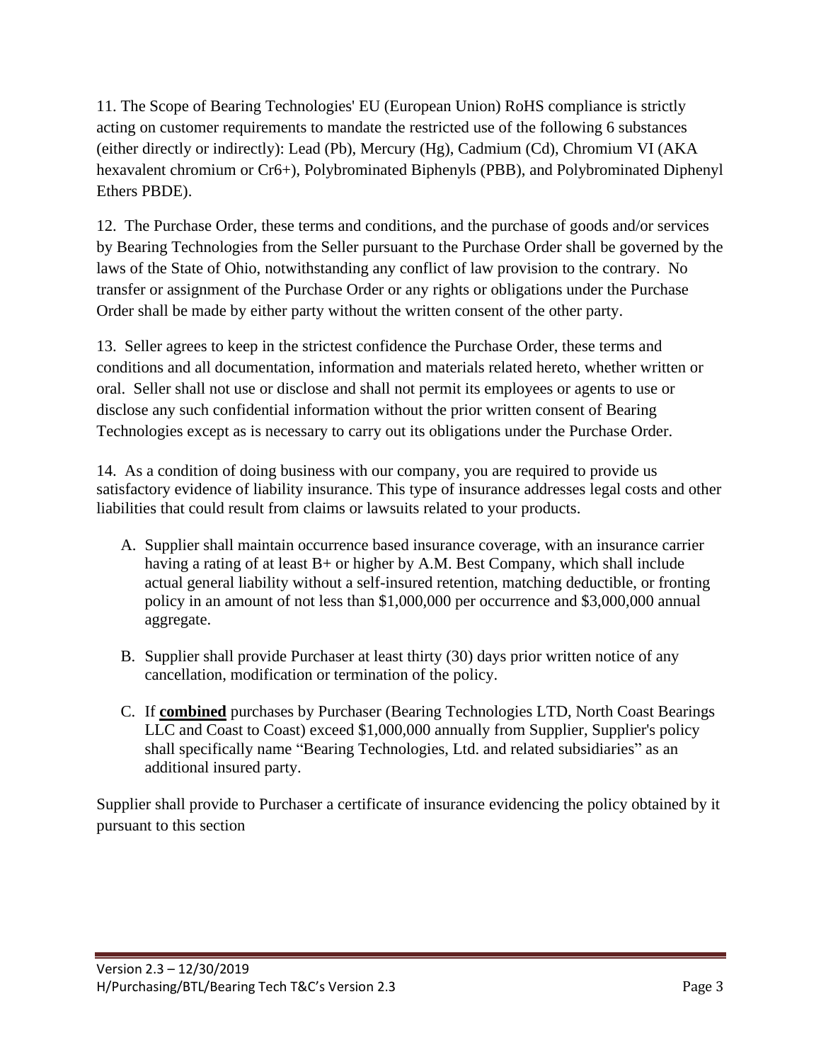11. The Scope of Bearing Technologies' EU (European Union) RoHS compliance is strictly acting on customer requirements to mandate the restricted use of the following 6 substances (either directly or indirectly): Lead (Pb), Mercury (Hg), Cadmium (Cd), Chromium VI (AKA hexavalent chromium or Cr6+), Polybrominated Biphenyls (PBB), and Polybrominated Diphenyl Ethers PBDE).

12. The Purchase Order, these terms and conditions, and the purchase of goods and/or services by Bearing Technologies from the Seller pursuant to the Purchase Order shall be governed by the laws of the State of Ohio, notwithstanding any conflict of law provision to the contrary. No transfer or assignment of the Purchase Order or any rights or obligations under the Purchase Order shall be made by either party without the written consent of the other party.

13. Seller agrees to keep in the strictest confidence the Purchase Order, these terms and conditions and all documentation, information and materials related hereto, whether written or oral. Seller shall not use or disclose and shall not permit its employees or agents to use or disclose any such confidential information without the prior written consent of Bearing Technologies except as is necessary to carry out its obligations under the Purchase Order.

14. As a condition of doing business with our company, you are required to provide us satisfactory evidence of liability insurance. This type of insurance addresses legal costs and other liabilities that could result from claims or lawsuits related to your products.

A. Supplier shall maintain occurrence based insurance coverage, with an insurance carrier having a rating of at least B+ or higher by A.M. Best Company, which shall include actual general liability without a self-insured retention, matching deductible, or fronting policy in an amount of not less than $1,000,000 per occurrence and $3,000,000 annual aggregate.

B. Supplier shall provide Purchaser at least thirty (30) days prior written notice of any cancellation, modification or termination of the policy.

C. If **combined** purchases by Purchaser (Bearing Technologies LTD, North Coast Bearings LLC and Coast to Coast) exceed $1,000,000 annually from Supplier, Supplier's policy shall specifically name "Bearing Technologies, Ltd. and related subsidiaries" as an additional insured party.

Supplier shall provide to Purchaser a certificate of insurance evidencing the policy obtained by it pursuant to this section

Version 2.3 – 12/30/2019
H/Purchasing/BTL/Bearing Tech T&C's Version 2.3